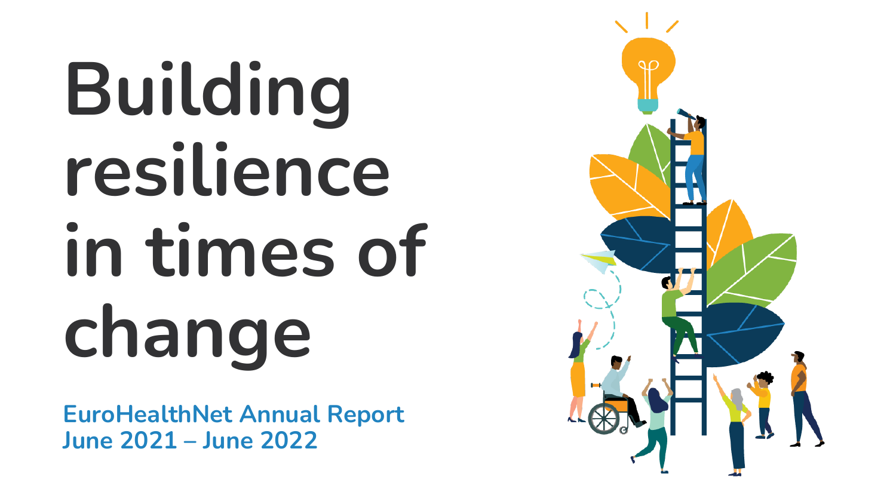# Building resilience in times of change

**EuroHealthNet Annual Report**
**June 2021 – June 2022**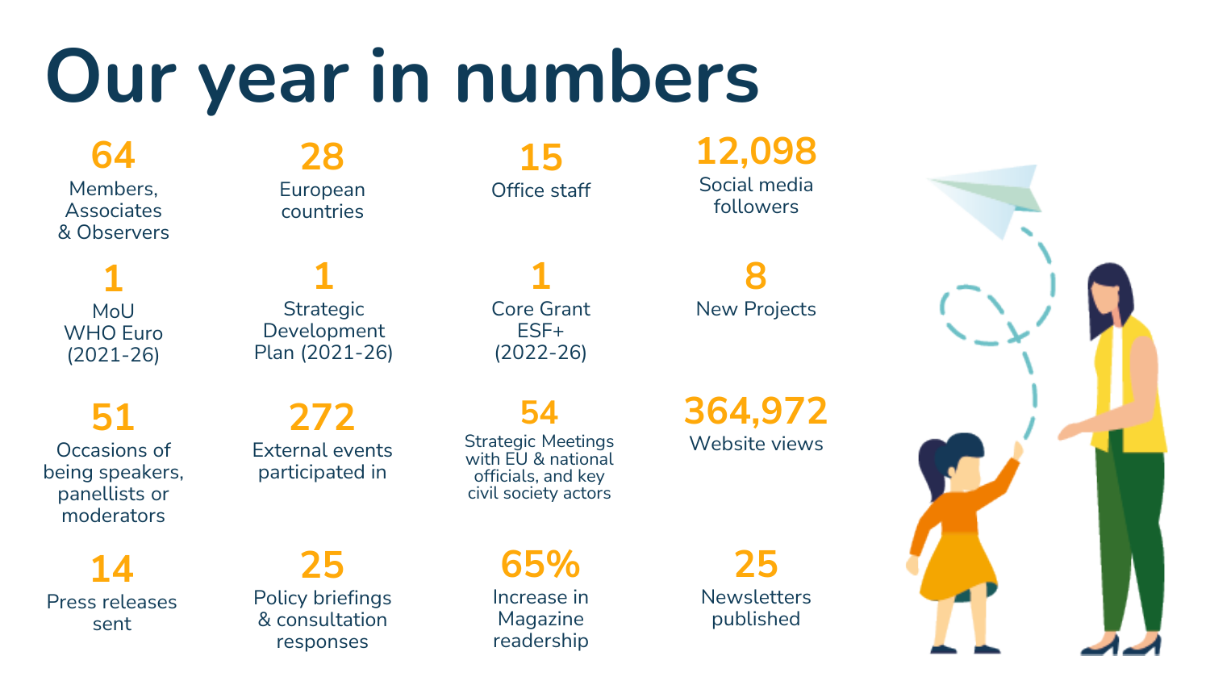# Our year in numbers

**64**
Members, Associates & Observers

**28**
European countries

**15**
Office staff

**12,098**
Social media followers

**1**
MoU WHO Euro (2021-26)

**1**
Strategic Development Plan (2021-26)

**1**
Core Grant ESF+ (2022-26)

**8**
New Projects

**51**
Occasions of being speakers, panellists or moderators

**272**
External events participated in

**54**
Strategic Meetings with EU & national officials, and key civil society actors

**364,972**
Website views

**14**
Press releases sent

**25**
Policy briefings & consultation responses

**65%**
Increase in Magazine readership

**25**
Newsletters published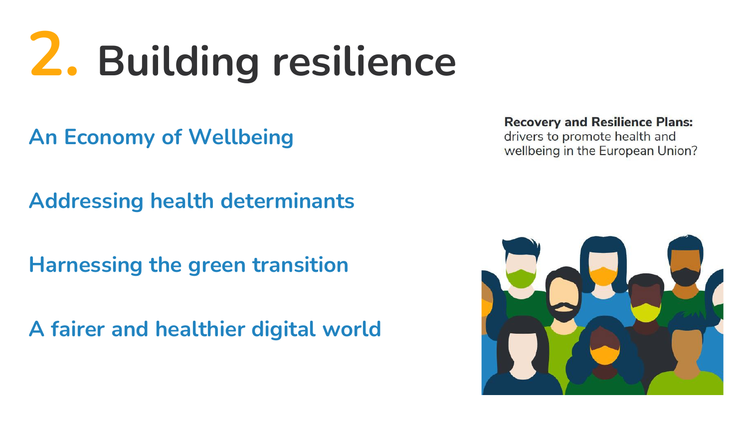# 2. Building resilience

An Economy of Wellbeing

Addressing health determinants

Harnessing the green transition

A fairer and healthier digital world

**Recovery and Resilience Plans:** drivers to promote health and wellbeing in the European Union?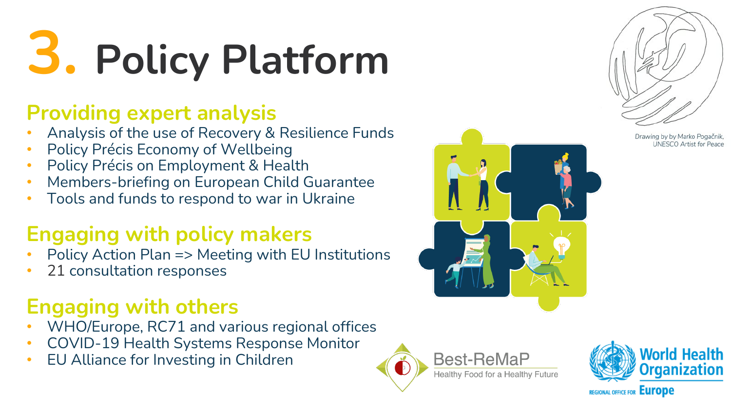# 3. Policy Platform

## Providing expert analysis

- Analysis of the use of Recovery & Resilience Funds
- Policy Précis Economy of Wellbeing
- Policy Précis on Employment & Health
- Members-briefing on European Child Guarantee
- Tools and funds to respond to war in Ukraine

## Engaging with policy makers

- Policy Action Plan => Meeting with EU Institutions
- 21 consultation responses

## Engaging with others

- WHO/Europe, RC71 and various regional offices
- COVID-19 Health Systems Response Monitor
- EU Alliance for Investing in Children

Drawing by by Marko Pogačnik, UNESCO Artist for Peace

Best-ReMaP
Healthy Food for a Healthy Future

World Health Organization
REGIONAL OFFICE FOR Europe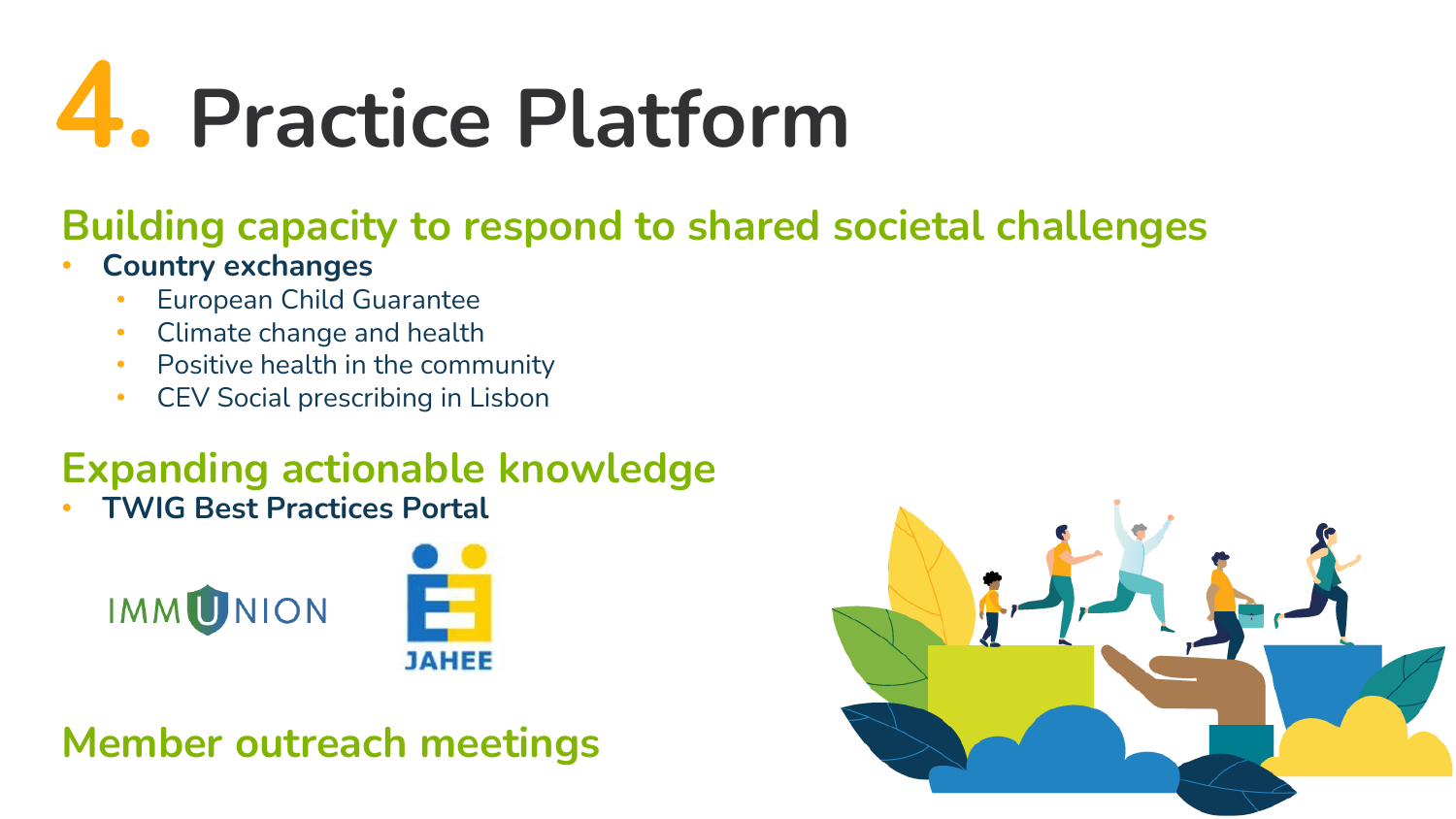# 4. Practice Platform

## Building capacity to respond to shared societal challenges

- **Country exchanges**
  - European Child Guarantee
  - Climate change and health
  - Positive health in the community
  - CEV Social prescribing in Lisbon

## Expanding actionable knowledge

- **TWIG Best Practices Portal**

IMMUNION

JAHEE

## Member outreach meetings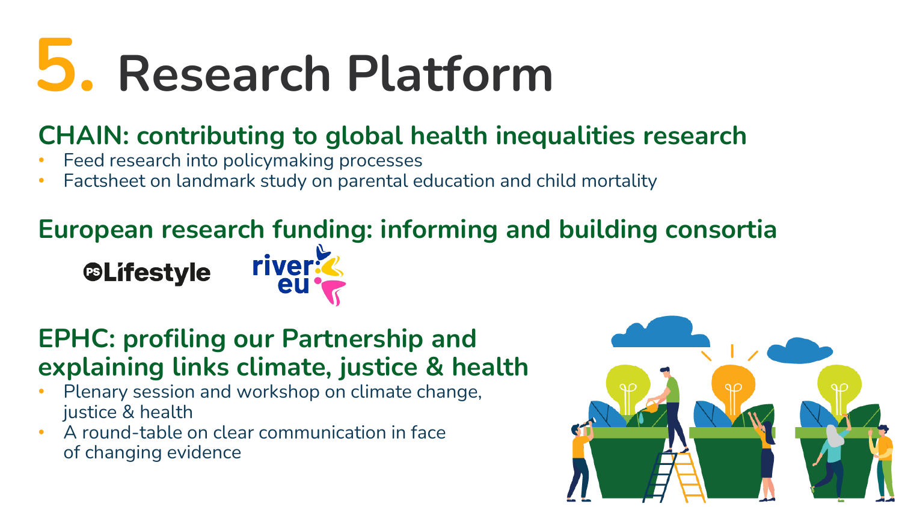# 5. Research Platform

## CHAIN: contributing to global health inequalities research

- Feed research into policymaking processes
- Factsheet on landmark study on parental education and child mortality

## European research funding: informing and building consortia

PS Lifestyle river eu

## EPHC: profiling our Partnership and explaining links climate, justice & health

- Plenary session and workshop on climate change, justice & health
- A round-table on clear communication in face of changing evidence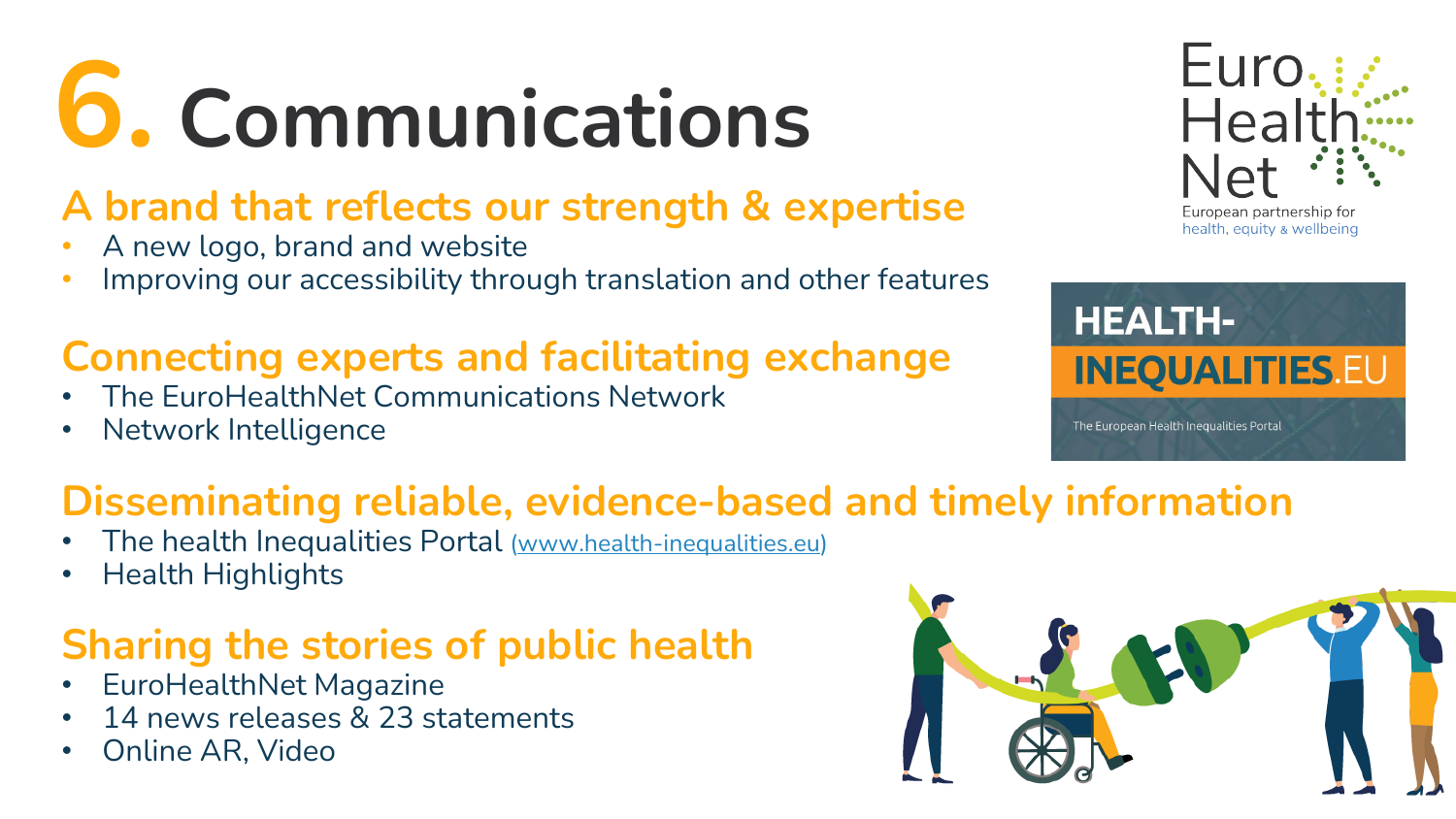# 6. Communications

## A brand that reflects our strength & expertise

- A new logo, brand and website
- Improving our accessibility through translation and other features

## Connecting experts and facilitating exchange

- The EuroHealthNet Communications Network
- Network Intelligence

## Disseminating reliable, evidence-based and timely information

- The health Inequalities Portal (www.health-inequalities.eu)
- Health Highlights

## Sharing the stories of public health

- EuroHealthNet Magazine
- 14 news releases & 23 statements
- Online AR, Video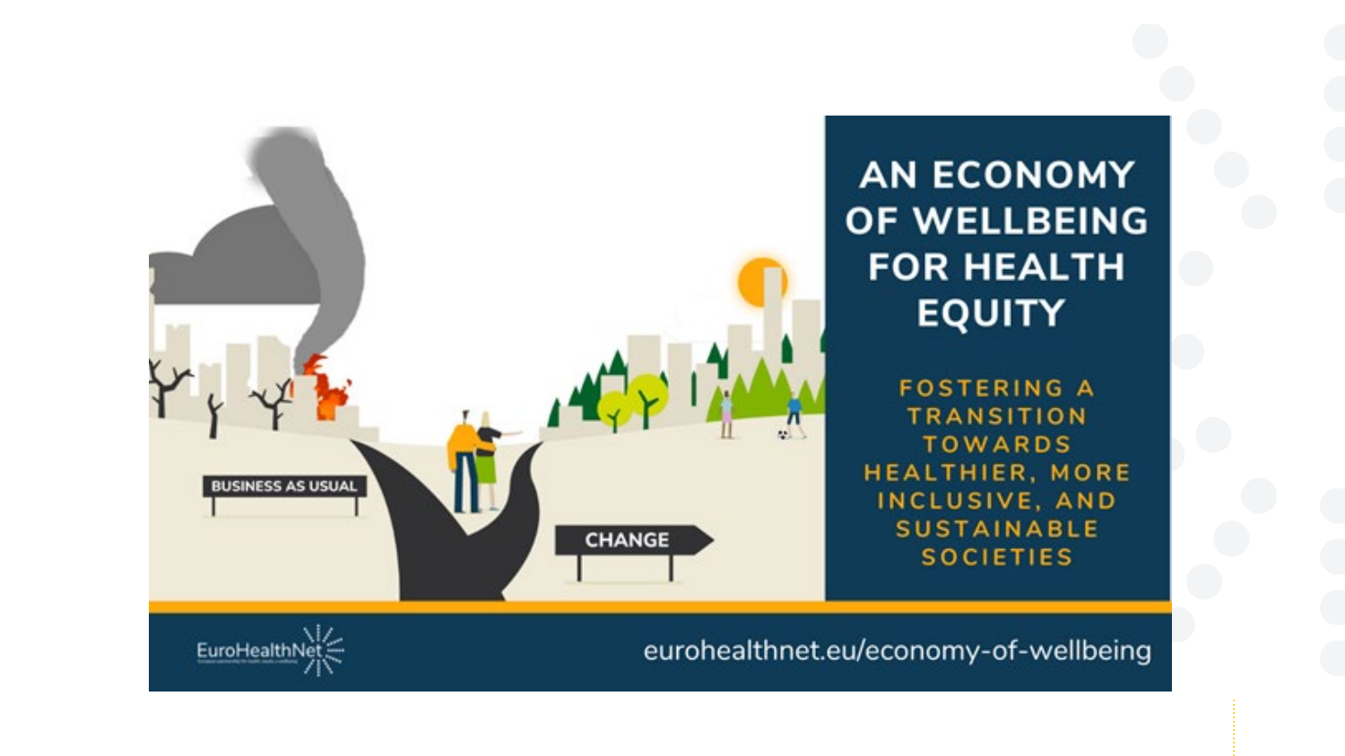# AN ECONOMY OF WELLBEING FOR HEALTH EQUITY

FOSTERING A TRANSITION TOWARDS HEALTHIER, MORE INCLUSIVE, AND SUSTAINABLE SOCIETIES

BUSINESS AS USUAL

CHANGE

EuroHealthNet

eurohealthnet.eu/economy-of-wellbeing